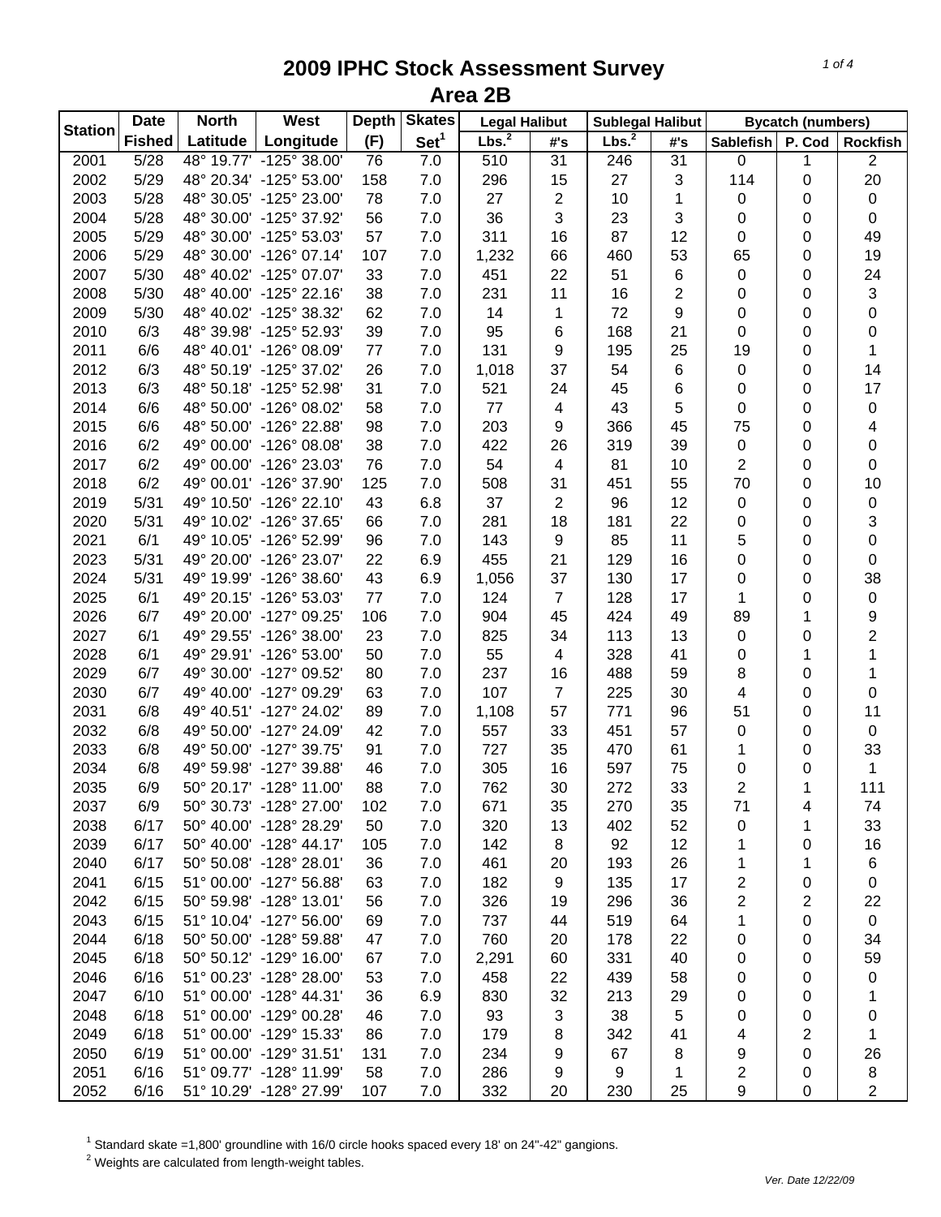# 2009 IPHC Stock Assessment Survey
## Area 2B

| Station | Date | North | West | Depth | Skates | Legal Halibut | | Sublegal Halibut | | Bycatch (numbers) | | |
|---|---|---|---|---|---|---|---|---|---|---|---|---|
| | Fished | Latitude | Longitude | (F) | Set[1] | Lbs.[2] | #'s | Lbs.[2] | #'s | Sablefish | P. Cod | Rockfish |
| 2001 | 5/28 | 48° 19.77' | -125° 38.00' | 76 | 7.0 | 510 | 31 | 246 | 31 | 0 | 1 | 2 |
| 2002 | 5/29 | 48° 20.34' | -125° 53.00' | 158 | 7.0 | 296 | 15 | 27 | 3 | 114 | 0 | 20 |
| 2003 | 5/28 | 48° 30.05' | -125° 23.00' | 78 | 7.0 | 27 | 2 | 10 | 1 | 0 | 0 | 0 |
| 2004 | 5/28 | 48° 30.00' | -125° 37.92' | 56 | 7.0 | 36 | 3 | 23 | 3 | 0 | 0 | 0 |
| 2005 | 5/29 | 48° 30.00' | -125° 53.03' | 57 | 7.0 | 311 | 16 | 87 | 12 | 0 | 0 | 49 |
| 2006 | 5/29 | 48° 30.00' | -126° 07.14' | 107 | 7.0 | 1,232 | 66 | 460 | 53 | 65 | 0 | 19 |
| 2007 | 5/30 | 48° 40.02' | -125° 07.07' | 33 | 7.0 | 451 | 22 | 51 | 6 | 0 | 0 | 24 |
| 2008 | 5/30 | 48° 40.00' | -125° 22.16' | 38 | 7.0 | 231 | 11 | 16 | 2 | 0 | 0 | 3 |
| 2009 | 5/30 | 48° 40.02' | -125° 38.32' | 62 | 7.0 | 14 | 1 | 72 | 9 | 0 | 0 | 0 |
| 2010 | 6/3 | 48° 39.98' | -125° 52.93' | 39 | 7.0 | 95 | 6 | 168 | 21 | 0 | 0 | 0 |
| 2011 | 6/6 | 48° 40.01' | -126° 08.09' | 77 | 7.0 | 131 | 9 | 195 | 25 | 19 | 0 | 1 |
| 2012 | 6/3 | 48° 50.19' | -125° 37.02' | 26 | 7.0 | 1,018 | 37 | 54 | 6 | 0 | 0 | 14 |
| 2013 | 6/3 | 48° 50.18' | -125° 52.98' | 31 | 7.0 | 521 | 24 | 45 | 6 | 0 | 0 | 17 |
| 2014 | 6/6 | 48° 50.00' | -126° 08.02' | 58 | 7.0 | 77 | 4 | 43 | 5 | 0 | 0 | 0 |
| 2015 | 6/6 | 48° 50.00' | -126° 22.88' | 98 | 7.0 | 203 | 9 | 366 | 45 | 75 | 0 | 4 |
| 2016 | 6/2 | 49° 00.00' | -126° 08.08' | 38 | 7.0 | 422 | 26 | 319 | 39 | 0 | 0 | 0 |
| 2017 | 6/2 | 49° 00.00' | -126° 23.03' | 76 | 7.0 | 54 | 4 | 81 | 10 | 2 | 0 | 0 |
| 2018 | 6/2 | 49° 00.01' | -126° 37.90' | 125 | 7.0 | 508 | 31 | 451 | 55 | 70 | 0 | 10 |
| 2019 | 5/31 | 49° 10.50' | -126° 22.10' | 43 | 6.8 | 37 | 2 | 96 | 12 | 0 | 0 | 0 |
| 2020 | 5/31 | 49° 10.02' | -126° 37.65' | 66 | 7.0 | 281 | 18 | 181 | 22 | 0 | 0 | 3 |
| 2021 | 6/1 | 49° 10.05' | -126° 52.99' | 96 | 7.0 | 143 | 9 | 85 | 11 | 5 | 0 | 0 |
| 2023 | 5/31 | 49° 20.00' | -126° 23.07' | 22 | 6.9 | 455 | 21 | 129 | 16 | 0 | 0 | 0 |
| 2024 | 5/31 | 49° 19.99' | -126° 38.60' | 43 | 6.9 | 1,056 | 37 | 130 | 17 | 0 | 0 | 38 |
| 2025 | 6/1 | 49° 20.15' | -126° 53.03' | 77 | 7.0 | 124 | 7 | 128 | 17 | 1 | 0 | 0 |
| 2026 | 6/7 | 49° 20.00' | -127° 09.25' | 106 | 7.0 | 904 | 45 | 424 | 49 | 89 | 1 | 9 |
| 2027 | 6/1 | 49° 29.55' | -126° 38.00' | 23 | 7.0 | 825 | 34 | 113 | 13 | 0 | 0 | 2 |
| 2028 | 6/1 | 49° 29.91' | -126° 53.00' | 50 | 7.0 | 55 | 4 | 328 | 41 | 0 | 1 | 1 |
| 2029 | 6/7 | 49° 30.00' | -127° 09.52' | 80 | 7.0 | 237 | 16 | 488 | 59 | 8 | 0 | 1 |
| 2030 | 6/7 | 49° 40.00' | -127° 09.29' | 63 | 7.0 | 107 | 7 | 225 | 30 | 4 | 0 | 0 |
| 2031 | 6/8 | 49° 40.51' | -127° 24.02' | 89 | 7.0 | 1,108 | 57 | 771 | 96 | 51 | 0 | 11 |
| 2032 | 6/8 | 49° 50.00' | -127° 24.09' | 42 | 7.0 | 557 | 33 | 451 | 57 | 0 | 0 | 0 |
| 2033 | 6/8 | 49° 50.00' | -127° 39.75' | 91 | 7.0 | 727 | 35 | 470 | 61 | 1 | 0 | 33 |
| 2034 | 6/8 | 49° 59.98' | -127° 39.88' | 46 | 7.0 | 305 | 16 | 597 | 75 | 0 | 0 | 1 |
| 2035 | 6/9 | 50° 20.17' | -128° 11.00' | 88 | 7.0 | 762 | 30 | 272 | 33 | 2 | 1 | 111 |
| 2037 | 6/9 | 50° 30.73' | -128° 27.00' | 102 | 7.0 | 671 | 35 | 270 | 35 | 71 | 4 | 74 |
| 2038 | 6/17 | 50° 40.00' | -128° 28.29' | 50 | 7.0 | 320 | 13 | 402 | 52 | 0 | 1 | 33 |
| 2039 | 6/17 | 50° 40.00' | -128° 44.17' | 105 | 7.0 | 142 | 8 | 92 | 12 | 1 | 0 | 16 |
| 2040 | 6/17 | 50° 50.08' | -128° 28.01' | 36 | 7.0 | 461 | 20 | 193 | 26 | 1 | 1 | 6 |
| 2041 | 6/15 | 51° 00.00' | -127° 56.88' | 63 | 7.0 | 182 | 9 | 135 | 17 | 2 | 0 | 0 |
| 2042 | 6/15 | 50° 59.98' | -128° 13.01' | 56 | 7.0 | 326 | 19 | 296 | 36 | 2 | 2 | 22 |
| 2043 | 6/15 | 51° 10.04' | -127° 56.00' | 69 | 7.0 | 737 | 44 | 519 | 64 | 1 | 0 | 0 |
| 2044 | 6/18 | 50° 50.00' | -128° 59.88' | 47 | 7.0 | 760 | 20 | 178 | 22 | 0 | 0 | 34 |
| 2045 | 6/18 | 50° 50.12' | -129° 16.00' | 67 | 7.0 | 2,291 | 60 | 331 | 40 | 0 | 0 | 59 |
| 2046 | 6/16 | 51° 00.23' | -128° 28.00' | 53 | 7.0 | 458 | 22 | 439 | 58 | 0 | 0 | 0 |
| 2047 | 6/10 | 51° 00.00' | -128° 44.31' | 36 | 6.9 | 830 | 32 | 213 | 29 | 0 | 0 | 1 |
| 2048 | 6/18 | 51° 00.00' | -129° 00.28' | 46 | 7.0 | 93 | 3 | 38 | 5 | 0 | 0 | 0 |
| 2049 | 6/18 | 51° 00.00' | -129° 15.33' | 86 | 7.0 | 179 | 8 | 342 | 41 | 4 | 2 | 1 |
| 2050 | 6/19 | 51° 00.00' | -129° 31.51' | 131 | 7.0 | 234 | 9 | 67 | 8 | 9 | 0 | 26 |
| 2051 | 6/16 | 51° 09.77' | -128° 11.99' | 58 | 7.0 | 286 | 9 | 9 | 1 | 2 | 0 | 8 |
| 2052 | 6/16 | 51° 10.29' | -128° 27.99' | 107 | 7.0 | 332 | 20 | 230 | 25 | 9 | 0 | 2 |

[1] Standard skate =1,800' groundline with 16/0 circle hooks spaced every 18' on 24"-42" gangions.
[2] Weights are calculated from length-weight tables.

Ver. Date 12/22/09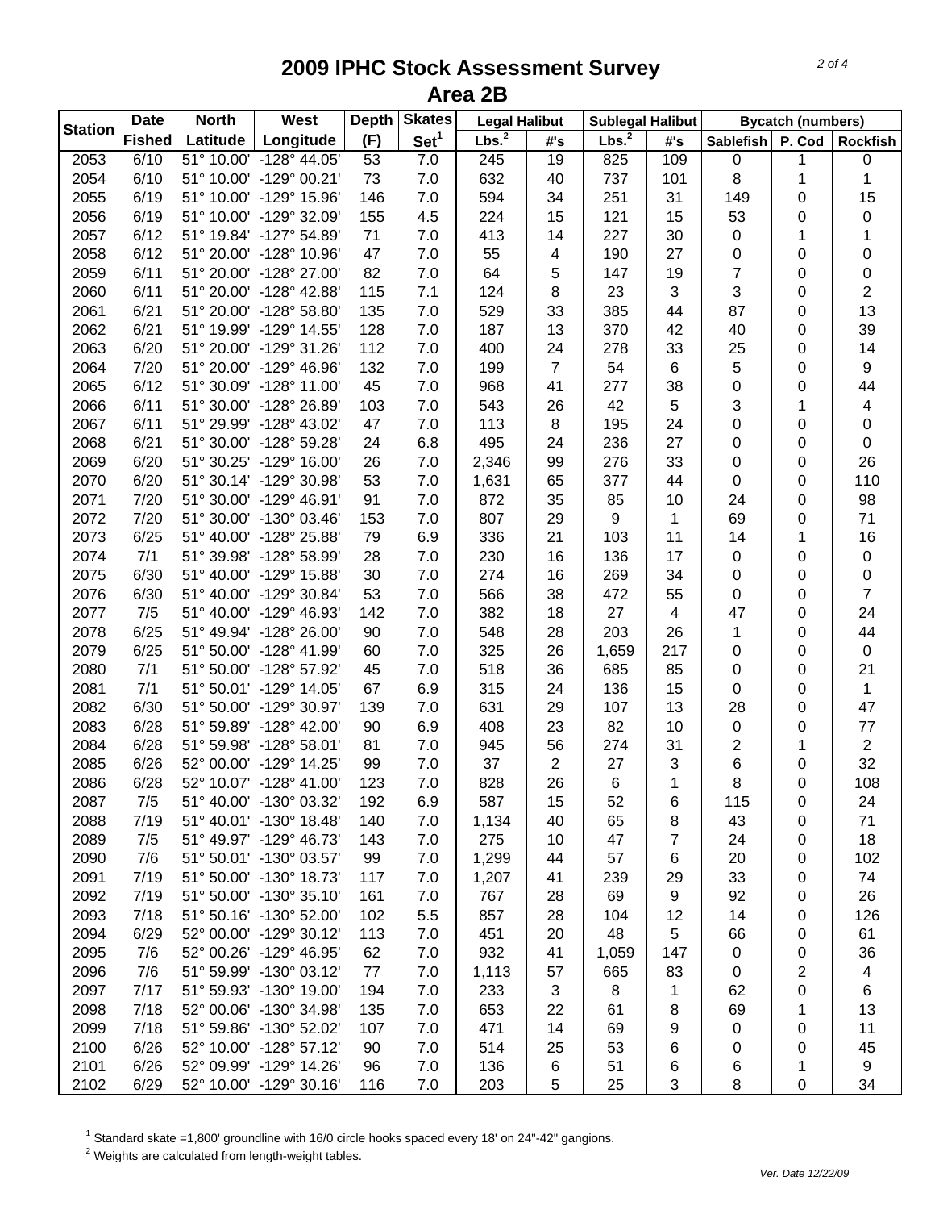# 2009 IPHC Stock Assessment Survey

## Area 2B

| Station | Date | North | West | Depth | Skates | Legal Halibut | | Sublegal Halibut | | Bycatch (numbers) | | |
|---|---|---|---|---|---|---|---|---|---|---|---|---|
| | Fished | Latitude | Longitude | (F) | Set[1] | Lbs.[2] | #'s | Lbs.[2] | #'s | Sablefish | P. Cod | Rockfish |
| 2053 | 6/10 | 51° 10.00' | -128° 44.05' | 53 | 7.0 | 245 | 19 | 825 | 109 | 0 | 1 | 0 |
| 2054 | 6/10 | 51° 10.00' | -129° 00.21' | 73 | 7.0 | 632 | 40 | 737 | 101 | 8 | 1 | 1 |
| 2055 | 6/19 | 51° 10.00' | -129° 15.96' | 146 | 7.0 | 594 | 34 | 251 | 31 | 149 | 0 | 15 |
| 2056 | 6/19 | 51° 10.00' | -129° 32.09' | 155 | 4.5 | 224 | 15 | 121 | 15 | 53 | 0 | 0 |
| 2057 | 6/12 | 51° 19.84' | -127° 54.89' | 71 | 7.0 | 413 | 14 | 227 | 30 | 0 | 1 | 1 |
| 2058 | 6/12 | 51° 20.00' | -128° 10.96' | 47 | 7.0 | 55 | 4 | 190 | 27 | 0 | 0 | 0 |
| 2059 | 6/11 | 51° 20.00' | -128° 27.00' | 82 | 7.0 | 64 | 5 | 147 | 19 | 7 | 0 | 0 |
| 2060 | 6/11 | 51° 20.00' | -128° 42.88' | 115 | 7.1 | 124 | 8 | 23 | 3 | 3 | 0 | 2 |
| 2061 | 6/21 | 51° 20.00' | -128° 58.80' | 135 | 7.0 | 529 | 33 | 385 | 44 | 87 | 0 | 13 |
| 2062 | 6/21 | 51° 19.99' | -129° 14.55' | 128 | 7.0 | 187 | 13 | 370 | 42 | 40 | 0 | 39 |
| 2063 | 6/20 | 51° 20.00' | -129° 31.26' | 112 | 7.0 | 400 | 24 | 278 | 33 | 25 | 0 | 14 |
| 2064 | 7/20 | 51° 20.00' | -129° 46.96' | 132 | 7.0 | 199 | 7 | 54 | 6 | 5 | 0 | 9 |
| 2065 | 6/12 | 51° 30.09' | -128° 11.00' | 45 | 7.0 | 968 | 41 | 277 | 38 | 0 | 0 | 44 |
| 2066 | 6/11 | 51° 30.00' | -128° 26.89' | 103 | 7.0 | 543 | 26 | 42 | 5 | 3 | 1 | 4 |
| 2067 | 6/11 | 51° 29.99' | -128° 43.02' | 47 | 7.0 | 113 | 8 | 195 | 24 | 0 | 0 | 0 |
| 2068 | 6/21 | 51° 30.00' | -128° 59.28' | 24 | 6.8 | 495 | 24 | 236 | 27 | 0 | 0 | 0 |
| 2069 | 6/20 | 51° 30.25' | -129° 16.00' | 26 | 7.0 | 2,346 | 99 | 276 | 33 | 0 | 0 | 26 |
| 2070 | 6/20 | 51° 30.14' | -129° 30.98' | 53 | 7.0 | 1,631 | 65 | 377 | 44 | 0 | 0 | 110 |
| 2071 | 7/20 | 51° 30.00' | -129° 46.91' | 91 | 7.0 | 872 | 35 | 85 | 10 | 24 | 0 | 98 |
| 2072 | 7/20 | 51° 30.00' | -130° 03.46' | 153 | 7.0 | 807 | 29 | 9 | 1 | 69 | 0 | 71 |
| 2073 | 6/25 | 51° 40.00' | -128° 25.88' | 79 | 6.9 | 336 | 21 | 103 | 11 | 14 | 1 | 16 |
| 2074 | 7/1 | 51° 39.98' | -128° 58.99' | 28 | 7.0 | 230 | 16 | 136 | 17 | 0 | 0 | 0 |
| 2075 | 6/30 | 51° 40.00' | -129° 15.88' | 30 | 7.0 | 274 | 16 | 269 | 34 | 0 | 0 | 0 |
| 2076 | 6/30 | 51° 40.00' | -129° 30.84' | 53 | 7.0 | 566 | 38 | 472 | 55 | 0 | 0 | 7 |
| 2077 | 7/5 | 51° 40.00' | -129° 46.93' | 142 | 7.0 | 382 | 18 | 27 | 4 | 47 | 0 | 24 |
| 2078 | 6/25 | 51° 49.94' | -128° 26.00' | 90 | 7.0 | 548 | 28 | 203 | 26 | 1 | 0 | 44 |
| 2079 | 6/25 | 51° 50.00' | -128° 41.99' | 60 | 7.0 | 325 | 26 | 1,659 | 217 | 0 | 0 | 0 |
| 2080 | 7/1 | 51° 50.00' | -128° 57.92' | 45 | 7.0 | 518 | 36 | 685 | 85 | 0 | 0 | 21 |
| 2081 | 7/1 | 51° 50.01' | -129° 14.05' | 67 | 6.9 | 315 | 24 | 136 | 15 | 0 | 0 | 1 |
| 2082 | 6/30 | 51° 50.00' | -129° 30.97' | 139 | 7.0 | 631 | 29 | 107 | 13 | 28 | 0 | 47 |
| 2083 | 6/28 | 51° 59.89' | -128° 42.00' | 90 | 6.9 | 408 | 23 | 82 | 10 | 0 | 0 | 77 |
| 2084 | 6/28 | 51° 59.98' | -128° 58.01' | 81 | 7.0 | 945 | 56 | 274 | 31 | 2 | 1 | 2 |
| 2085 | 6/26 | 52° 00.00' | -129° 14.25' | 99 | 7.0 | 37 | 2 | 27 | 3 | 6 | 0 | 32 |
| 2086 | 6/28 | 52° 10.07' | -128° 41.00' | 123 | 7.0 | 828 | 26 | 6 | 1 | 8 | 0 | 108 |
| 2087 | 7/5 | 51° 40.00' | -130° 03.32' | 192 | 6.9 | 587 | 15 | 52 | 6 | 115 | 0 | 24 |
| 2088 | 7/19 | 51° 40.01' | -130° 18.48' | 140 | 7.0 | 1,134 | 40 | 65 | 8 | 43 | 0 | 71 |
| 2089 | 7/5 | 51° 49.97' | -129° 46.73' | 143 | 7.0 | 275 | 10 | 47 | 7 | 24 | 0 | 18 |
| 2090 | 7/6 | 51° 50.01' | -130° 03.57' | 99 | 7.0 | 1,299 | 44 | 57 | 6 | 20 | 0 | 102 |
| 2091 | 7/19 | 51° 50.00' | -130° 18.73' | 117 | 7.0 | 1,207 | 41 | 239 | 29 | 33 | 0 | 74 |
| 2092 | 7/19 | 51° 50.00' | -130° 35.10' | 161 | 7.0 | 767 | 28 | 69 | 9 | 92 | 0 | 26 |
| 2093 | 7/18 | 51° 50.16' | -130° 52.00' | 102 | 5.5 | 857 | 28 | 104 | 12 | 14 | 0 | 126 |
| 2094 | 6/29 | 52° 00.00' | -129° 30.12' | 113 | 7.0 | 451 | 20 | 48 | 5 | 66 | 0 | 61 |
| 2095 | 7/6 | 52° 00.26' | -129° 46.95' | 62 | 7.0 | 932 | 41 | 1,059 | 147 | 0 | 0 | 36 |
| 2096 | 7/6 | 51° 59.99' | -130° 03.12' | 77 | 7.0 | 1,113 | 57 | 665 | 83 | 0 | 2 | 4 |
| 2097 | 7/17 | 51° 59.93' | -130° 19.00' | 194 | 7.0 | 233 | 3 | 8 | 1 | 62 | 0 | 6 |
| 2098 | 7/18 | 52° 00.06' | -130° 34.98' | 135 | 7.0 | 653 | 22 | 61 | 8 | 69 | 1 | 13 |
| 2099 | 7/18 | 51° 59.86' | -130° 52.02' | 107 | 7.0 | 471 | 14 | 69 | 9 | 0 | 0 | 11 |
| 2100 | 6/26 | 52° 10.00' | -128° 57.12' | 90 | 7.0 | 514 | 25 | 53 | 6 | 0 | 0 | 45 |
| 2101 | 6/26 | 52° 09.99' | -129° 14.26' | 96 | 7.0 | 136 | 6 | 51 | 6 | 6 | 1 | 9 |
| 2102 | 6/29 | 52° 10.00' | -129° 30.16' | 116 | 7.0 | 203 | 5 | 25 | 3 | 8 | 0 | 34 |

[1] Standard skate =1,800' groundline with 16/0 circle hooks spaced every 18' on 24"-42" gangions.
[2] Weights are calculated from length-weight tables.

Ver. Date 12/22/09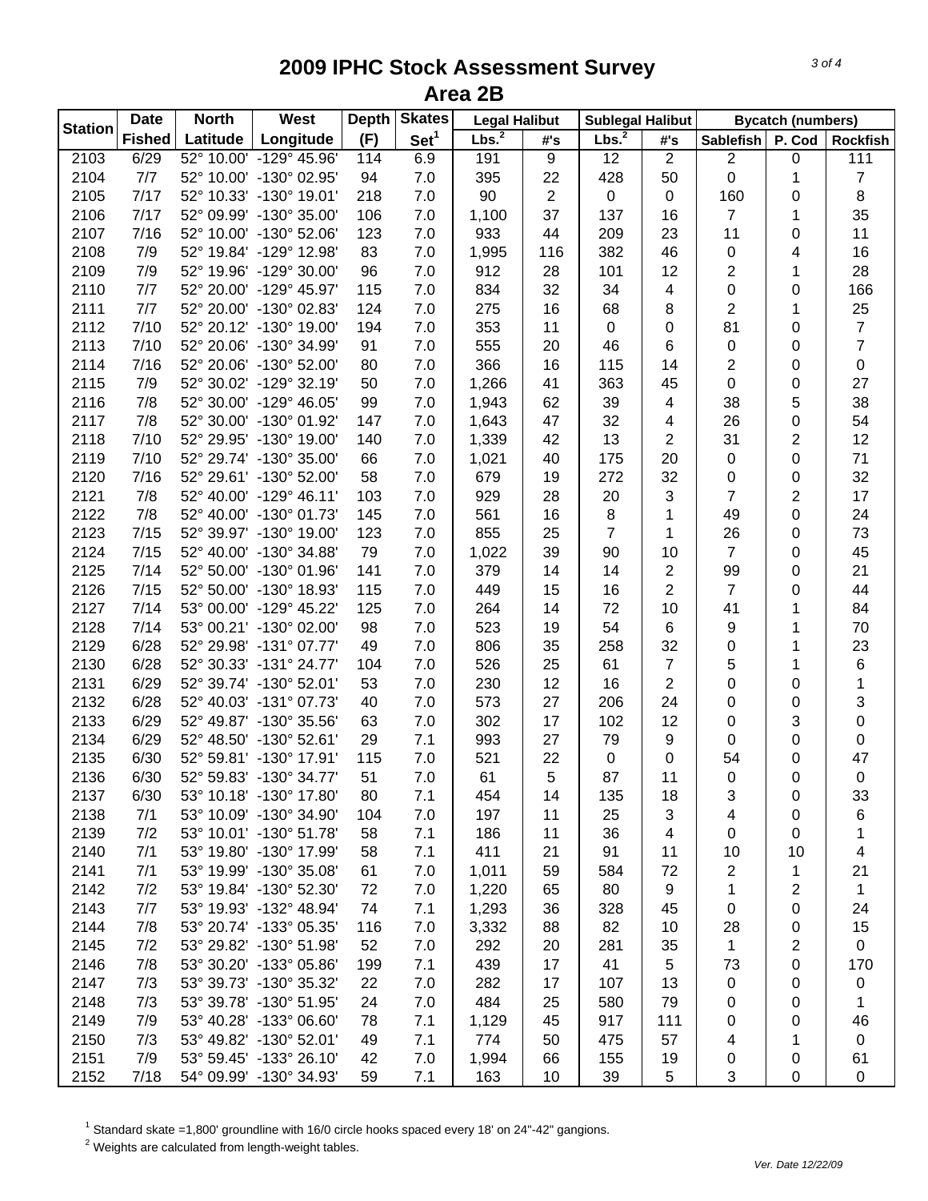# 2009 IPHC Stock Assessment Survey
## Area 2B

| Station | Date | North | West | Depth | Skates | Legal Halibut | | Sublegal Halibut | | Bycatch (numbers) | | |
|---|---|---|---|---|---|---|---|---|---|---|---|---|
| | Fished | Latitude | Longitude | (F) | Set[1] | Lbs.[2] | #'s | Lbs.[2] | #'s | Sablefish | P. Cod | Rockfish |
| 2103 | 6/29 | 52° 10.00' | -129° 45.96' | 114 | 6.9 | 191 | 9 | 12 | 2 | 2 | 0 | 111 |
| 2104 | 7/7 | 52° 10.00' | -130° 02.95' | 94 | 7.0 | 395 | 22 | 428 | 50 | 0 | 1 | 7 |
| 2105 | 7/17 | 52° 10.33' | -130° 19.01' | 218 | 7.0 | 90 | 2 | 0 | 0 | 160 | 0 | 8 |
| 2106 | 7/17 | 52° 09.99' | -130° 35.00' | 106 | 7.0 | 1,100 | 37 | 137 | 16 | 7 | 1 | 35 |
| 2107 | 7/16 | 52° 10.00' | -130° 52.06' | 123 | 7.0 | 933 | 44 | 209 | 23 | 11 | 0 | 11 |
| 2108 | 7/9 | 52° 19.84' | -129° 12.98' | 83 | 7.0 | 1,995 | 116 | 382 | 46 | 0 | 4 | 16 |
| 2109 | 7/9 | 52° 19.96' | -129° 30.00' | 96 | 7.0 | 912 | 28 | 101 | 12 | 2 | 1 | 28 |
| 2110 | 7/7 | 52° 20.00' | -129° 45.97' | 115 | 7.0 | 834 | 32 | 34 | 4 | 0 | 0 | 166 |
| 2111 | 7/7 | 52° 20.00' | -130° 02.83' | 124 | 7.0 | 275 | 16 | 68 | 8 | 2 | 1 | 25 |
| 2112 | 7/10 | 52° 20.12' | -130° 19.00' | 194 | 7.0 | 353 | 11 | 0 | 0 | 81 | 0 | 7 |
| 2113 | 7/10 | 52° 20.06' | -130° 34.99' | 91 | 7.0 | 555 | 20 | 46 | 6 | 0 | 0 | 7 |
| 2114 | 7/16 | 52° 20.06' | -130° 52.00' | 80 | 7.0 | 366 | 16 | 115 | 14 | 2 | 0 | 0 |
| 2115 | 7/9 | 52° 30.02' | -129° 32.19' | 50 | 7.0 | 1,266 | 41 | 363 | 45 | 0 | 0 | 27 |
| 2116 | 7/8 | 52° 30.00' | -129° 46.05' | 99 | 7.0 | 1,943 | 62 | 39 | 4 | 38 | 5 | 38 |
| 2117 | 7/8 | 52° 30.00' | -130° 01.92' | 147 | 7.0 | 1,643 | 47 | 32 | 4 | 26 | 0 | 54 |
| 2118 | 7/10 | 52° 29.95' | -130° 19.00' | 140 | 7.0 | 1,339 | 42 | 13 | 2 | 31 | 2 | 12 |
| 2119 | 7/10 | 52° 29.74' | -130° 35.00' | 66 | 7.0 | 1,021 | 40 | 175 | 20 | 0 | 0 | 71 |
| 2120 | 7/16 | 52° 29.61' | -130° 52.00' | 58 | 7.0 | 679 | 19 | 272 | 32 | 0 | 0 | 32 |
| 2121 | 7/8 | 52° 40.00' | -129° 46.11' | 103 | 7.0 | 929 | 28 | 20 | 3 | 7 | 2 | 17 |
| 2122 | 7/8 | 52° 40.00' | -130° 01.73' | 145 | 7.0 | 561 | 16 | 8 | 1 | 49 | 0 | 24 |
| 2123 | 7/15 | 52° 39.97' | -130° 19.00' | 123 | 7.0 | 855 | 25 | 7 | 1 | 26 | 0 | 73 |
| 2124 | 7/15 | 52° 40.00' | -130° 34.88' | 79 | 7.0 | 1,022 | 39 | 90 | 10 | 7 | 0 | 45 |
| 2125 | 7/14 | 52° 50.00' | -130° 01.96' | 141 | 7.0 | 379 | 14 | 14 | 2 | 99 | 0 | 21 |
| 2126 | 7/15 | 52° 50.00' | -130° 18.93' | 115 | 7.0 | 449 | 15 | 16 | 2 | 7 | 0 | 44 |
| 2127 | 7/14 | 53° 00.00' | -129° 45.22' | 125 | 7.0 | 264 | 14 | 72 | 10 | 41 | 1 | 84 |
| 2128 | 7/14 | 53° 00.21' | -130° 02.00' | 98 | 7.0 | 523 | 19 | 54 | 6 | 9 | 1 | 70 |
| 2129 | 6/28 | 52° 29.98' | -131° 07.77' | 49 | 7.0 | 806 | 35 | 258 | 32 | 0 | 1 | 23 |
| 2130 | 6/28 | 52° 30.33' | -131° 24.77' | 104 | 7.0 | 526 | 25 | 61 | 7 | 5 | 1 | 6 |
| 2131 | 6/29 | 52° 39.74' | -130° 52.01' | 53 | 7.0 | 230 | 12 | 16 | 2 | 0 | 0 | 1 |
| 2132 | 6/28 | 52° 40.03' | -131° 07.73' | 40 | 7.0 | 573 | 27 | 206 | 24 | 0 | 0 | 3 |
| 2133 | 6/29 | 52° 49.87' | -130° 35.56' | 63 | 7.0 | 302 | 17 | 102 | 12 | 0 | 3 | 0 |
| 2134 | 6/29 | 52° 48.50' | -130° 52.61' | 29 | 7.1 | 993 | 27 | 79 | 9 | 0 | 0 | 0 |
| 2135 | 6/30 | 52° 59.81' | -130° 17.91' | 115 | 7.0 | 521 | 22 | 0 | 0 | 54 | 0 | 47 |
| 2136 | 6/30 | 52° 59.83' | -130° 34.77' | 51 | 7.0 | 61 | 5 | 87 | 11 | 0 | 0 | 0 |
| 2137 | 6/30 | 53° 10.18' | -130° 17.80' | 80 | 7.1 | 454 | 14 | 135 | 18 | 3 | 0 | 33 |
| 2138 | 7/1 | 53° 10.09' | -130° 34.90' | 104 | 7.0 | 197 | 11 | 25 | 3 | 4 | 0 | 6 |
| 2139 | 7/2 | 53° 10.01' | -130° 51.78' | 58 | 7.1 | 186 | 11 | 36 | 4 | 0 | 0 | 1 |
| 2140 | 7/1 | 53° 19.80' | -130° 17.99' | 58 | 7.1 | 411 | 21 | 91 | 11 | 10 | 10 | 4 |
| 2141 | 7/1 | 53° 19.99' | -130° 35.08' | 61 | 7.0 | 1,011 | 59 | 584 | 72 | 2 | 1 | 21 |
| 2142 | 7/2 | 53° 19.84' | -130° 52.30' | 72 | 7.0 | 1,220 | 65 | 80 | 9 | 1 | 2 | 1 |
| 2143 | 7/7 | 53° 19.93' | -132° 48.94' | 74 | 7.1 | 1,293 | 36 | 328 | 45 | 0 | 0 | 24 |
| 2144 | 7/8 | 53° 20.74' | -133° 05.35' | 116 | 7.0 | 3,332 | 88 | 82 | 10 | 28 | 0 | 15 |
| 2145 | 7/2 | 53° 29.82' | -130° 51.98' | 52 | 7.0 | 292 | 20 | 281 | 35 | 1 | 2 | 0 |
| 2146 | 7/8 | 53° 30.20' | -133° 05.86' | 199 | 7.1 | 439 | 17 | 41 | 5 | 73 | 0 | 170 |
| 2147 | 7/3 | 53° 39.73' | -130° 35.32' | 22 | 7.0 | 282 | 17 | 107 | 13 | 0 | 0 | 0 |
| 2148 | 7/3 | 53° 39.78' | -130° 51.95' | 24 | 7.0 | 484 | 25 | 580 | 79 | 0 | 0 | 1 |
| 2149 | 7/9 | 53° 40.28' | -133° 06.60' | 78 | 7.1 | 1,129 | 45 | 917 | 111 | 0 | 0 | 46 |
| 2150 | 7/3 | 53° 49.82' | -130° 52.01' | 49 | 7.1 | 774 | 50 | 475 | 57 | 4 | 1 | 0 |
| 2151 | 7/9 | 53° 59.45' | -133° 26.10' | 42 | 7.0 | 1,994 | 66 | 155 | 19 | 0 | 0 | 61 |
| 2152 | 7/18 | 54° 09.99' | -130° 34.93' | 59 | 7.1 | 163 | 10 | 39 | 5 | 3 | 0 | 0 |

[1] Standard skate =1,800' groundline with 16/0 circle hooks spaced every 18' on 24"-42" gangions.
[2] Weights are calculated from length-weight tables.

Ver. Date 12/22/09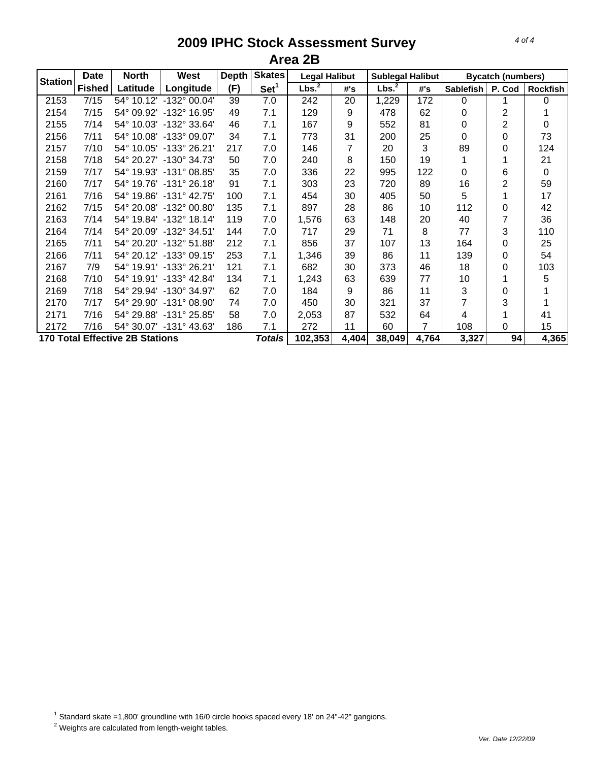# 2009 IPHC Stock Assessment Survey
## Area 2B

| Station | Date Fished | North Latitude | West Longitude | Depth (F) | Skates Set[1] | Legal Halibut Lbs.[2] | Legal Halibut #'s | Sublegal Halibut Lbs.[2] | Sublegal Halibut #'s | Bycatch (numbers) Sablefish | Bycatch (numbers) P. Cod | Bycatch (numbers) Rockfish |
|---|---|---|---|---|---|---|---|---|---|---|---|---|
| 2153 | 7/15 | 54° 10.12' | -132° 00.04' | 39 | 7.0 | 242 | 20 | 1,229 | 172 | 0 | 1 | 0 |
| 2154 | 7/15 | 54° 09.92' | -132° 16.95' | 49 | 7.1 | 129 | 9 | 478 | 62 | 0 | 2 | 1 |
| 2155 | 7/14 | 54° 10.03' | -132° 33.64' | 46 | 7.1 | 167 | 9 | 552 | 81 | 0 | 2 | 0 |
| 2156 | 7/11 | 54° 10.08' | -133° 09.07' | 34 | 7.1 | 773 | 31 | 200 | 25 | 0 | 0 | 73 |
| 2157 | 7/10 | 54° 10.05' | -133° 26.21' | 217 | 7.0 | 146 | 7 | 20 | 3 | 89 | 0 | 124 |
| 2158 | 7/18 | 54° 20.27' | -130° 34.73' | 50 | 7.0 | 240 | 8 | 150 | 19 | 1 | 1 | 21 |
| 2159 | 7/17 | 54° 19.93' | -131° 08.85' | 35 | 7.0 | 336 | 22 | 995 | 122 | 0 | 6 | 0 |
| 2160 | 7/17 | 54° 19.76' | -131° 26.18' | 91 | 7.1 | 303 | 23 | 720 | 89 | 16 | 2 | 59 |
| 2161 | 7/16 | 54° 19.86' | -131° 42.75' | 100 | 7.1 | 454 | 30 | 405 | 50 | 5 | 1 | 17 |
| 2162 | 7/15 | 54° 20.08' | -132° 00.80' | 135 | 7.1 | 897 | 28 | 86 | 10 | 112 | 0 | 42 |
| 2163 | 7/14 | 54° 19.84' | -132° 18.14' | 119 | 7.0 | 1,576 | 63 | 148 | 20 | 40 | 7 | 36 |
| 2164 | 7/14 | 54° 20.09' | -132° 34.51' | 144 | 7.0 | 717 | 29 | 71 | 8 | 77 | 3 | 110 |
| 2165 | 7/11 | 54° 20.20' | -132° 51.88' | 212 | 7.1 | 856 | 37 | 107 | 13 | 164 | 0 | 25 |
| 2166 | 7/11 | 54° 20.12' | -133° 09.15' | 253 | 7.1 | 1,346 | 39 | 86 | 11 | 139 | 0 | 54 |
| 2167 | 7/9 | 54° 19.91' | -133° 26.21' | 121 | 7.1 | 682 | 30 | 373 | 46 | 18 | 0 | 103 |
| 2168 | 7/10 | 54° 19.91' | -133° 42.84' | 134 | 7.1 | 1,243 | 63 | 639 | 77 | 10 | 1 | 5 |
| 2169 | 7/18 | 54° 29.94' | -130° 34.97' | 62 | 7.0 | 184 | 9 | 86 | 11 | 3 | 0 | 1 |
| 2170 | 7/17 | 54° 29.90' | -131° 08.90' | 74 | 7.0 | 450 | 30 | 321 | 37 | 7 | 3 | 1 |
| 2171 | 7/16 | 54° 29.88' | -131° 25.85' | 58 | 7.0 | 2,053 | 87 | 532 | 64 | 4 | 1 | 41 |
| 2172 | 7/16 | 54° 30.07' | -131° 43.63' | 186 | 7.1 | 272 | 11 | 60 | 7 | 108 | 0 | 15 |
| **170 Total Effective 2B Stations** | | | | | ***Totals*** | **102,353** | **4,404** | **38,049** | **4,764** | **3,327** | **94** | **4,365** |

[1] Standard skate =1,800' groundline with 16/0 circle hooks spaced every 18' on 24"-42" gangions.

[2] Weights are calculated from length-weight tables.

*Ver. Date 12/22/09*